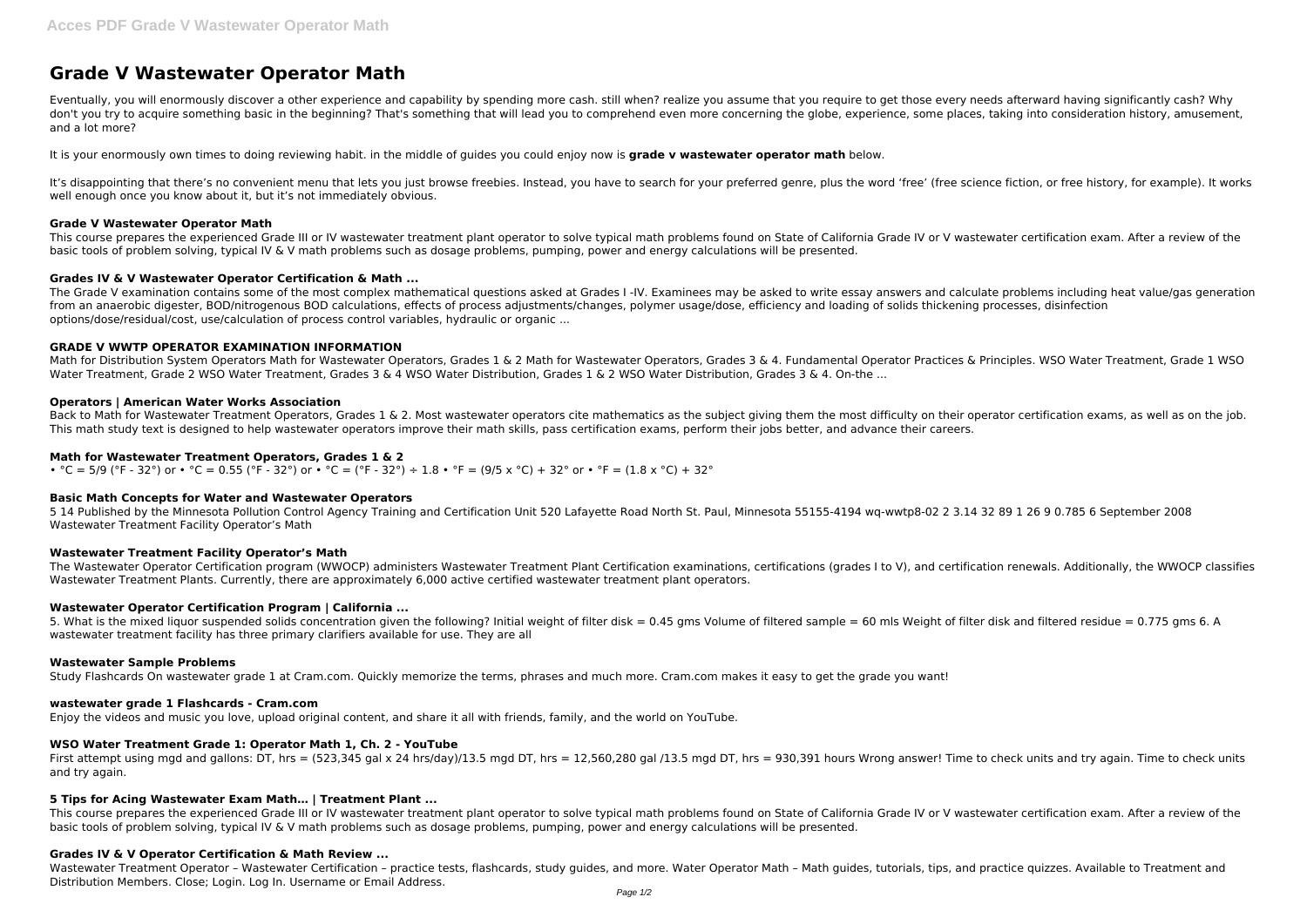# Grade V Wastewater Operator Math

Eventually, you will enormously discover a other experience and capability by spending more cash. still when? realize you assume that you require to get those every needs afterward having significantly cash? Why don't you try to acquire something basic in the beginning? That's something that will lead you to comprehend even more concerning the globe, experience, some places, taking into consideration history, amusement, and a lot more?

It is your enormously own times to doing reviewing habit. in the middle of guides you could enjoy now is **grade v wastewater operator math** below.

It's disappointing that there's no convenient menu that lets you just browse freebies. Instead, you have to search for your preferred genre, plus the word 'free' (free science fiction, or free history, for example). It works well enough once you know about it, but it's not immediately obvious.

### Grade V Wastewater Operator Math

This course prepares the experienced Grade III or IV wastewater treatment plant operator to solve typical math problems found on State of California Grade IV or V wastewater certification exam. After a review of the basic tools of problem solving, typical IV & V math problems such as dosage problems, pumping, power and energy calculations will be presented.

### Grades IV & V Wastewater Operator Certification & Math ...

The Grade V examination contains some of the most complex mathematical questions asked at Grades I -IV. Examinees may be asked to write essay answers and calculate problems including heat value/gas generation from an anaerobic digester, BOD/nitrogenous BOD calculations, effects of process adjustments/changes, polymer usage/dose, efficiency and loading of solids thickening processes, disinfection options/dose/residual/cost, use/calculation of process control variables, hydraulic or organic ...

### GRADE V WWTP OPERATOR EXAMINATION INFORMATION

Math for Distribution System Operators Math for Wastewater Operators, Grades 1 & 2 Math for Wastewater Operators, Grades 3 & 4. Fundamental Operator Practices & Principles. WSO Water Treatment, Grade 1 WSO Water Treatment, Grade 2 WSO Water Treatment, Grades 3 & 4 WSO Water Distribution, Grades 1 & 2 WSO Water Distribution, Grades 3 & 4. On-the ...

### Operators | American Water Works Association

Back to Math for Wastewater Treatment Operators, Grades 1 & 2. Most wastewater operators cite mathematics as the subject giving them the most difficulty on their operator certification exams, as well as on the job. This math study text is designed to help wastewater operators improve their math skills, pass certification exams, perform their jobs better, and advance their careers.

### Math for Wastewater Treatment Operators, Grades 1 & 2

• $°C = 5/9\ (°F - 32°)$ or • $°C = 0.55\ (°F - 32°)$ or • $°C = (°F - 32°) \div 1.8$ • $°F = (9/5 \times °C) + 32°$ or • $°F = (1.8 \times °C) + 32°$

### Basic Math Concepts for Water and Wastewater Operators

5 14 Published by the Minnesota Pollution Control Agency Training and Certification Unit 520 Lafayette Road North St. Paul, Minnesota 55155-4194 wq-wwtp8-02 2 3.14 32 89 1 26 9 0.785 6 September 2008 Wastewater Treatment Facility Operator's Math

### Wastewater Treatment Facility Operator's Math

The Wastewater Operator Certification program (WWOCP) administers Wastewater Treatment Plant Certification examinations, certifications (grades I to V), and certification renewals. Additionally, the WWOCP classifies Wastewater Treatment Plants. Currently, there are approximately 6,000 active certified wastewater treatment plant operators.

### Wastewater Operator Certification Program | California ...

5. What is the mixed liquor suspended solids concentration given the following? Initial weight of filter disk = 0.45 gms Volume of filtered sample = 60 mls Weight of filter disk and filtered residue = 0.775 gms 6. A wastewater treatment facility has three primary clarifiers available for use. They are all

### Wastewater Sample Problems

Study Flashcards On wastewater grade 1 at Cram.com. Quickly memorize the terms, phrases and much more. Cram.com makes it easy to get the grade you want!

### wastewater grade 1 Flashcards - Cram.com

Enjoy the videos and music you love, upload original content, and share it all with friends, family, and the world on YouTube.

### WSO Water Treatment Grade 1: Operator Math 1, Ch. 2 - YouTube

First attempt using mgd and gallons: DT, hrs = (523,345 gal x 24 hrs/day)/13.5 mgd DT, hrs = 12,560,280 gal /13.5 mgd DT, hrs = 930,391 hours Wrong answer! Time to check units and try again. Time to check units and try again.

### 5 Tips for Acing Wastewater Exam Math… | Treatment Plant ...

This course prepares the experienced Grade III or IV wastewater treatment plant operator to solve typical math problems found on State of California Grade IV or V wastewater certification exam. After a review of the basic tools of problem solving, typical IV & V math problems such as dosage problems, pumping, power and energy calculations will be presented.

### Grades IV & V Operator Certification & Math Review ...

Wastewater Treatment Operator – Wastewater Certification – practice tests, flashcards, study guides, and more. Water Operator Math – Math guides, tutorials, tips, and practice quizzes. Available to Treatment and Distribution Members. Close; Login. Log In. Username or Email Address.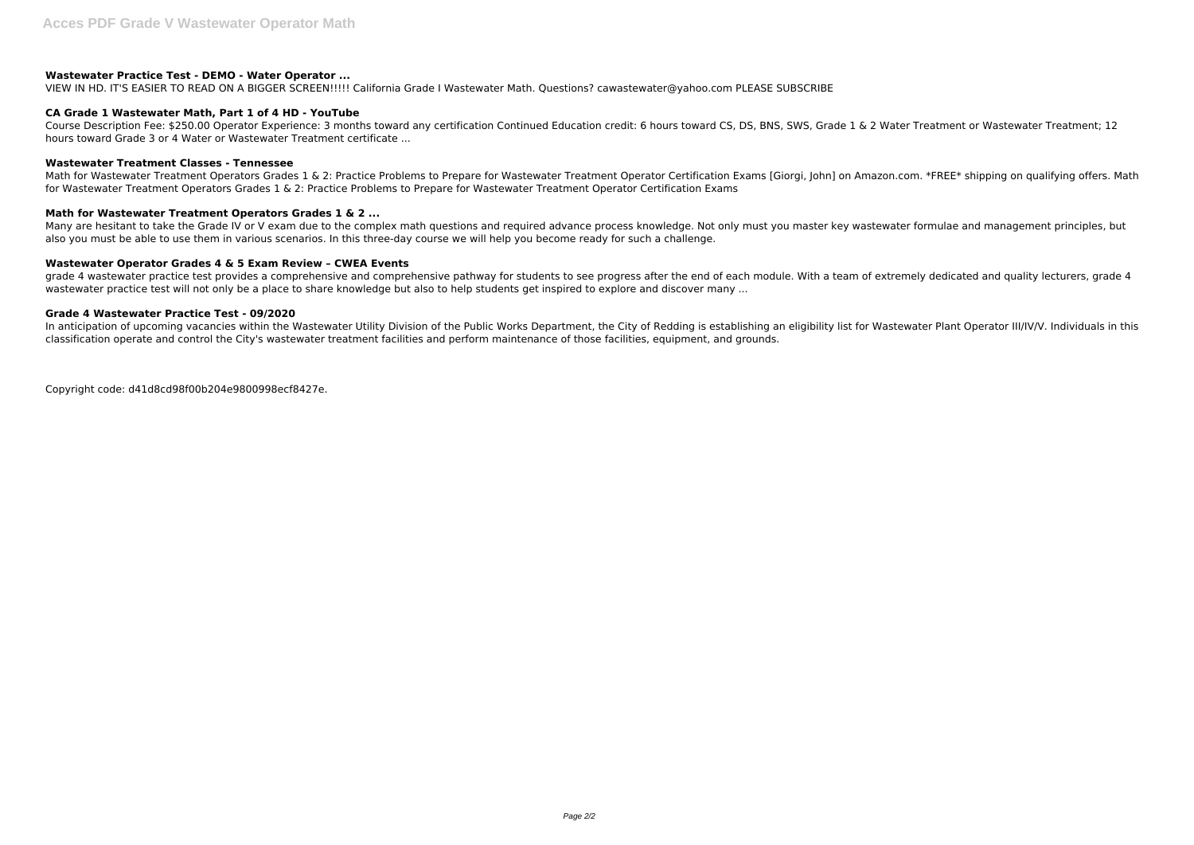### Wastewater Practice Test - DEMO - Water Operator ...

VIEW IN HD. IT'S EASIER TO READ ON A BIGGER SCREEN!!!!! California Grade I Wastewater Math. Questions? cawastewater@yahoo.com PLEASE SUBSCRIBE

### CA Grade 1 Wastewater Math, Part 1 of 4 HD - YouTube

Course Description Fee: $250.00 Operator Experience: 3 months toward any certification Continued Education credit: 6 hours toward CS, DS, BNS, SWS, Grade 1 & 2 Water Treatment or Wastewater Treatment; 12 hours toward Grade 3 or 4 Water or Wastewater Treatment certificate ...

### Wastewater Treatment Classes - Tennessee

Math for Wastewater Treatment Operators Grades 1 & 2: Practice Problems to Prepare for Wastewater Treatment Operator Certification Exams [Giorgi, John] on Amazon.com. *FREE* shipping on qualifying offers. Math for Wastewater Treatment Operators Grades 1 & 2: Practice Problems to Prepare for Wastewater Treatment Operator Certification Exams

### Math for Wastewater Treatment Operators Grades 1 & 2 ...

Many are hesitant to take the Grade IV or V exam due to the complex math questions and required advance process knowledge. Not only must you master key wastewater formulae and management principles, but also you must be able to use them in various scenarios. In this three-day course we will help you become ready for such a challenge.

### Wastewater Operator Grades 4 & 5 Exam Review – CWEA Events

grade 4 wastewater practice test provides a comprehensive and comprehensive pathway for students to see progress after the end of each module. With a team of extremely dedicated and quality lecturers, grade 4 wastewater practice test will not only be a place to share knowledge but also to help students get inspired to explore and discover many ...

### Grade 4 Wastewater Practice Test - 09/2020

In anticipation of upcoming vacancies within the Wastewater Utility Division of the Public Works Department, the City of Redding is establishing an eligibility list for Wastewater Plant Operator III/IV/V. Individuals in this classification operate and control the City's wastewater treatment facilities and perform maintenance of those facilities, equipment, and grounds.

Copyright code: d41d8cd98f00b204e9800998ecf8427e.